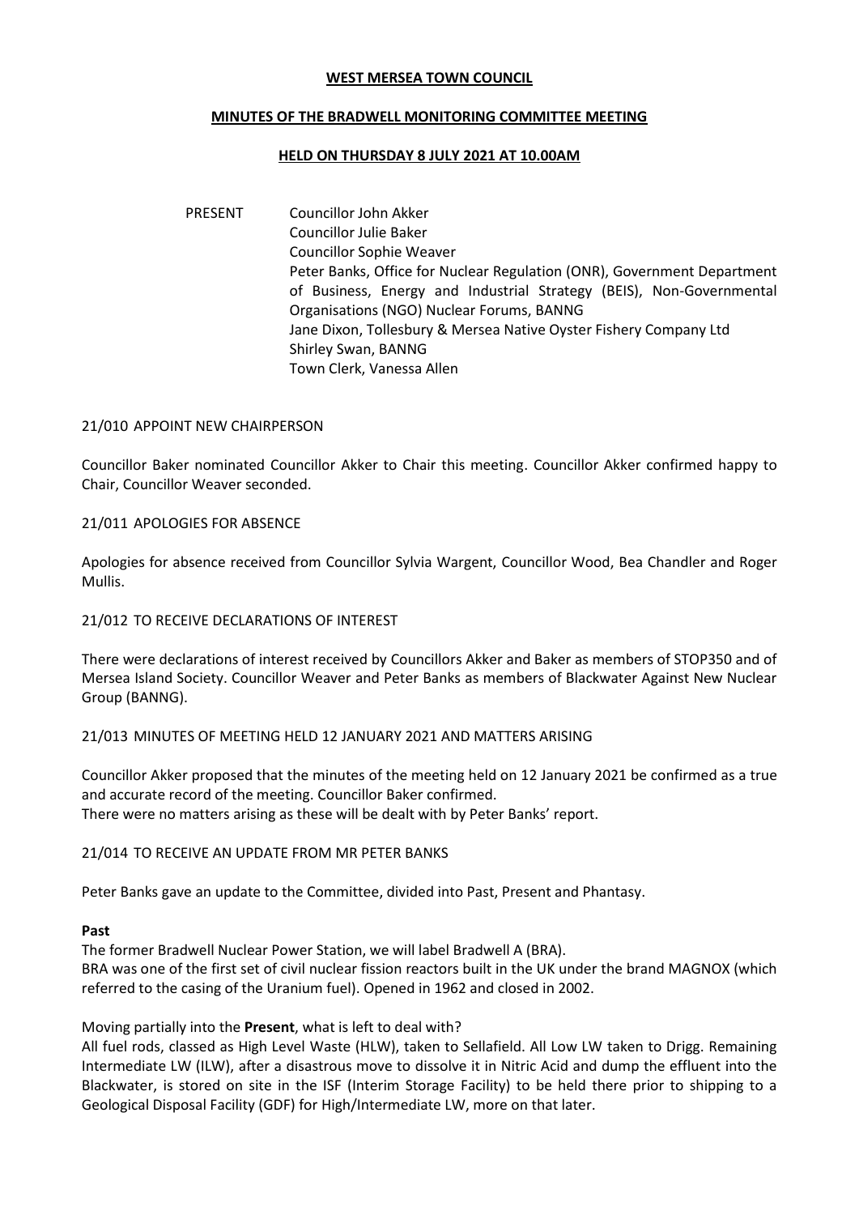**WEST MERSEA TOWN COUNCIL**

**MINUTES OF THE BRADWELL MONITORING COMMITTEE MEETING**

**HELD ON THURSDAY 8 JULY 2021 AT 10.00AM**

PRESENT

- Councillor John Akker
- Councillor Julie Baker
- Councillor Sophie Weaver
- Peter Banks, Office for Nuclear Regulation (ONR), Government Department of Business, Energy and Industrial Strategy (BEIS), Non-Governmental Organisations (NGO) Nuclear Forums, BANNG
- Jane Dixon, Tollesbury & Mersea Native Oyster Fishery Company Ltd
- Shirley Swan, BANNG
- Town Clerk, Vanessa Allen

21/010 APPOINT NEW CHAIRPERSON

Councillor Baker nominated Councillor Akker to Chair this meeting. Councillor Akker confirmed happy to Chair, Councillor Weaver seconded.

21/011 APOLOGIES FOR ABSENCE

Apologies for absence received from Councillor Sylvia Wargent, Councillor Wood, Bea Chandler and Roger Mullis.

21/012 TO RECEIVE DECLARATIONS OF INTEREST

There were declarations of interest received by Councillors Akker and Baker as members of STOP350 and of Mersea Island Society. Councillor Weaver and Peter Banks as members of Blackwater Against New Nuclear Group (BANNG).

21/013 MINUTES OF MEETING HELD 12 JANUARY 2021 AND MATTERS ARISING

Councillor Akker proposed that the minutes of the meeting held on 12 January 2021 be confirmed as a true and accurate record of the meeting. Councillor Baker confirmed.
There were no matters arising as these will be dealt with by Peter Banks' report.

21/014 TO RECEIVE AN UPDATE FROM MR PETER BANKS

Peter Banks gave an update to the Committee, divided into Past, Present and Phantasy.

**Past**

The former Bradwell Nuclear Power Station, we will label Bradwell A (BRA).
BRA was one of the first set of civil nuclear fission reactors built in the UK under the brand MAGNOX (which referred to the casing of the Uranium fuel). Opened in 1962 and closed in 2002.

Moving partially into the **Present**, what is left to deal with?
All fuel rods, classed as High Level Waste (HLW), taken to Sellafield. All Low LW taken to Drigg. Remaining Intermediate LW (ILW), after a disastrous move to dissolve it in Nitric Acid and dump the effluent into the Blackwater, is stored on site in the ISF (Interim Storage Facility) to be held there prior to shipping to a Geological Disposal Facility (GDF) for High/Intermediate LW, more on that later.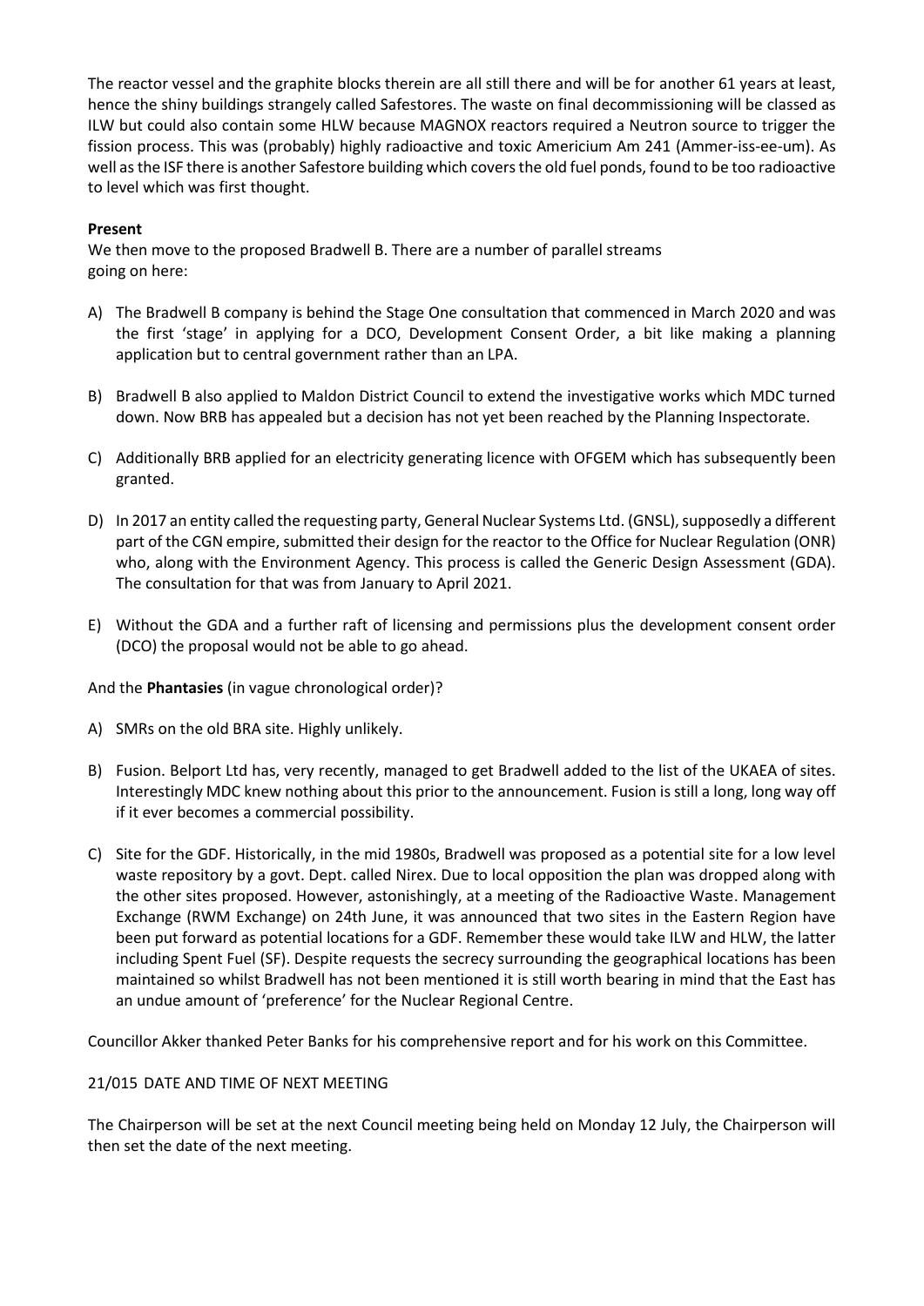The reactor vessel and the graphite blocks therein are all still there and will be for another 61 years at least, hence the shiny buildings strangely called Safestores. The waste on final decommissioning will be classed as ILW but could also contain some HLW because MAGNOX reactors required a Neutron source to trigger the fission process. This was (probably) highly radioactive and toxic Americium Am 241 (Ammer-iss-ee-um). As well as the ISF there is another Safestore building which covers the old fuel ponds, found to be too radioactive to level which was first thought.

**Present**

We then move to the proposed Bradwell B. There are a number of parallel streams going on here:

A) The Bradwell B company is behind the Stage One consultation that commenced in March 2020 and was the first 'stage' in applying for a DCO, Development Consent Order, a bit like making a planning application but to central government rather than an LPA.

B) Bradwell B also applied to Maldon District Council to extend the investigative works which MDC turned down. Now BRB has appealed but a decision has not yet been reached by the Planning Inspectorate.

C) Additionally BRB applied for an electricity generating licence with OFGEM which has subsequently been granted.

D) In 2017 an entity called the requesting party, General Nuclear Systems Ltd. (GNSL), supposedly a different part of the CGN empire, submitted their design for the reactor to the Office for Nuclear Regulation (ONR) who, along with the Environment Agency. This process is called the Generic Design Assessment (GDA). The consultation for that was from January to April 2021.

E) Without the GDA and a further raft of licensing and permissions plus the development consent order (DCO) the proposal would not be able to go ahead.

And the **Phantasies** (in vague chronological order)?

A) SMRs on the old BRA site. Highly unlikely.

B) Fusion. Belport Ltd has, very recently, managed to get Bradwell added to the list of the UKAEA of sites. Interestingly MDC knew nothing about this prior to the announcement. Fusion is still a long, long way off if it ever becomes a commercial possibility.

C) Site for the GDF. Historically, in the mid 1980s, Bradwell was proposed as a potential site for a low level waste repository by a govt. Dept. called Nirex. Due to local opposition the plan was dropped along with the other sites proposed. However, astonishingly, at a meeting of the Radioactive Waste. Management Exchange (RWM Exchange) on 24th June, it was announced that two sites in the Eastern Region have been put forward as potential locations for a GDF. Remember these would take ILW and HLW, the latter including Spent Fuel (SF). Despite requests the secrecy surrounding the geographical locations has been maintained so whilst Bradwell has not been mentioned it is still worth bearing in mind that the East has an undue amount of 'preference' for the Nuclear Regional Centre.

Councillor Akker thanked Peter Banks for his comprehensive report and for his work on this Committee.

21/015 DATE AND TIME OF NEXT MEETING

The Chairperson will be set at the next Council meeting being held on Monday 12 July, the Chairperson will then set the date of the next meeting.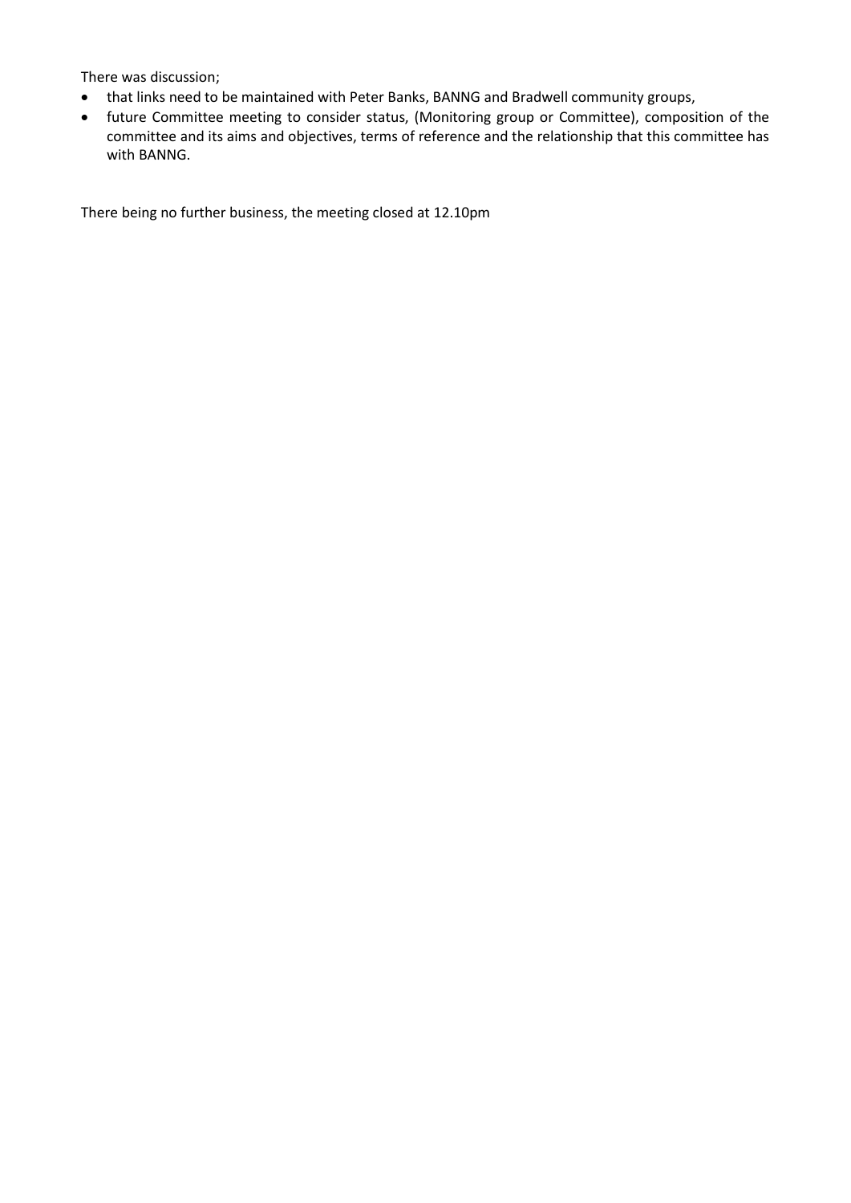There was discussion;

- that links need to be maintained with Peter Banks, BANNG and Bradwell community groups,
- future Committee meeting to consider status, (Monitoring group or Committee), composition of the committee and its aims and objectives, terms of reference and the relationship that this committee has with BANNG.

There being no further business, the meeting closed at 12.10pm